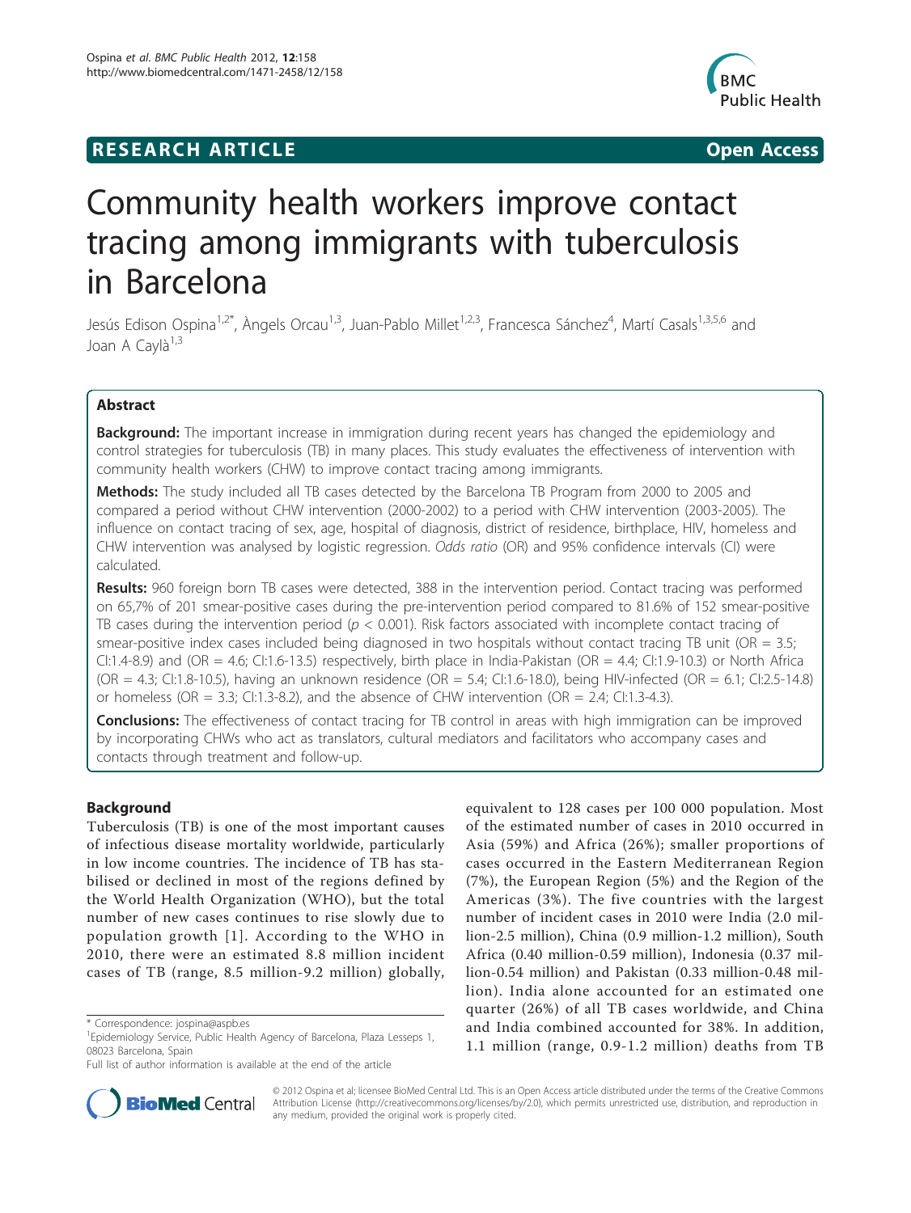RESEARCH ARTICLE Open Access

# Community health workers improve contact tracing among immigrants with tuberculosis in Barcelona

Jesús Edison Ospina[1,2*], Àngels Orcau[1,3], Juan-Pablo Millet[1,2,3], Francesca Sánchez[4], Martí Casals[1,3,5,6] and Joan A Caylà[1,3]

## Abstract

**Background:** The important increase in immigration during recent years has changed the epidemiology and control strategies for tuberculosis (TB) in many places. This study evaluates the effectiveness of intervention with community health workers (CHW) to improve contact tracing among immigrants.

**Methods:** The study included all TB cases detected by the Barcelona TB Program from 2000 to 2005 and compared a period without CHW intervention (2000-2002) to a period with CHW intervention (2003-2005). The influence on contact tracing of sex, age, hospital of diagnosis, district of residence, birthplace, HIV, homeless and CHW intervention was analysed by logistic regression. *Odds ratio* (OR) and 95% confidence intervals (CI) were calculated.

**Results:** 960 foreign born TB cases were detected, 388 in the intervention period. Contact tracing was performed on 65,7% of 201 smear-positive cases during the pre-intervention period compared to 81.6% of 152 smear-positive TB cases during the intervention period ($p < 0.001$). Risk factors associated with incomplete contact tracing of smear-positive index cases included being diagnosed in two hospitals without contact tracing TB unit (OR = 3.5; CI:1.4-8.9) and (OR = 4.6; CI:1.6-13.5) respectively, birth place in India-Pakistan (OR = 4.4; CI:1.9-10.3) or North Africa (OR = 4.3; CI:1.8-10.5), having an unknown residence (OR = 5.4; CI:1.6-18.0), being HIV-infected (OR = 6.1; CI:2.5-14.8) or homeless (OR = 3.3; CI:1.3-8.2), and the absence of CHW intervention (OR = 2.4; CI:1.3-4.3).

**Conclusions:** The effectiveness of contact tracing for TB control in areas with high immigration can be improved by incorporating CHWs who act as translators, cultural mediators and facilitators who accompany cases and contacts through treatment and follow-up.

## Background

Tuberculosis (TB) is one of the most important causes of infectious disease mortality worldwide, particularly in low income countries. The incidence of TB has stabilised or declined in most of the regions defined by the World Health Organization (WHO), but the total number of new cases continues to rise slowly due to population growth [1]. According to the WHO in 2010, there were an estimated 8.8 million incident cases of TB (range, 8.5 million-9.2 million) globally, equivalent to 128 cases per 100 000 population. Most of the estimated number of cases in 2010 occurred in Asia (59%) and Africa (26%); smaller proportions of cases occurred in the Eastern Mediterranean Region (7%), the European Region (5%) and the Region of the Americas (3%). The five countries with the largest number of incident cases in 2010 were India (2.0 million-2.5 million), China (0.9 million-1.2 million), South Africa (0.40 million-0.59 million), Indonesia (0.37 million-0.54 million) and Pakistan (0.33 million-0.48 million). India alone accounted for an estimated one quarter (26%) of all TB cases worldwide, and China and India combined accounted for 38%. In addition, 1.1 million (range, 0.9-1.2 million) deaths from TB

\* Correspondence: jospina@aspb.es
[1]Epidemiology Service, Public Health Agency of Barcelona, Plaza Lesseps 1, 08023 Barcelona, Spain
Full list of author information is available at the end of the article

© 2012 Ospina et al; licensee BioMed Central Ltd. This is an Open Access article distributed under the terms of the Creative Commons Attribution License (http://creativecommons.org/licenses/by/2.0), which permits unrestricted use, distribution, and reproduction in any medium, provided the original work is properly cited.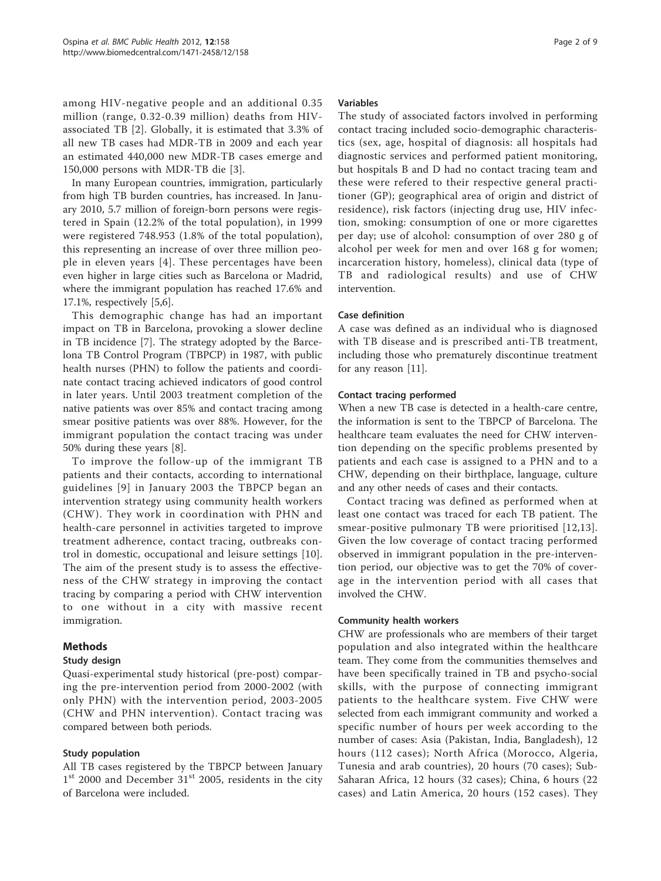among HIV-negative people and an additional 0.35 million (range, 0.32-0.39 million) deaths from HIV-associated TB [2]. Globally, it is estimated that 3.3% of all new TB cases had MDR-TB in 2009 and each year an estimated 440,000 new MDR-TB cases emerge and 150,000 persons with MDR-TB die [3].

In many European countries, immigration, particularly from high TB burden countries, has increased. In January 2010, 5.7 million of foreign-born persons were registered in Spain (12.2% of the total population), in 1999 were registered 748.953 (1.8% of the total population), this representing an increase of over three million people in eleven years [4]. These percentages have been even higher in large cities such as Barcelona or Madrid, where the immigrant population has reached 17.6% and 17.1%, respectively [5,6].

This demographic change has had an important impact on TB in Barcelona, provoking a slower decline in TB incidence [7]. The strategy adopted by the Barcelona TB Control Program (TBPCP) in 1987, with public health nurses (PHN) to follow the patients and coordinate contact tracing achieved indicators of good control in later years. Until 2003 treatment completion of the native patients was over 85% and contact tracing among smear positive patients was over 88%. However, for the immigrant population the contact tracing was under 50% during these years [8].

To improve the follow-up of the immigrant TB patients and their contacts, according to international guidelines [9] in January 2003 the TBPCP began an intervention strategy using community health workers (CHW). They work in coordination with PHN and health-care personnel in activities targeted to improve treatment adherence, contact tracing, outbreaks control in domestic, occupational and leisure settings [10]. The aim of the present study is to assess the effectiveness of the CHW strategy in improving the contact tracing by comparing a period with CHW intervention to one without in a city with massive recent immigration.

## Methods

### Study design

Quasi-experimental study historical (pre-post) comparing the pre-intervention period from 2000-2002 (with only PHN) with the intervention period, 2003-2005 (CHW and PHN intervention). Contact tracing was compared between both periods.

### Study population

All TB cases registered by the TBPCP between January 1st 2000 and December 31st 2005, residents in the city of Barcelona were included.

### Variables

The study of associated factors involved in performing contact tracing included socio-demographic characteristics (sex, age, hospital of diagnosis: all hospitals had diagnostic services and performed patient monitoring, but hospitals B and D had no contact tracing team and these were refered to their respective general practitioner (GP); geographical area of origin and district of residence), risk factors (injecting drug use, HIV infection, smoking: consumption of one or more cigarettes per day; use of alcohol: consumption of over 280 g of alcohol per week for men and over 168 g for women; incarceration history, homeless), clinical data (type of TB and radiological results) and use of CHW intervention.

### Case definition

A case was defined as an individual who is diagnosed with TB disease and is prescribed anti-TB treatment, including those who prematurely discontinue treatment for any reason [11].

### Contact tracing performed

When a new TB case is detected in a health-care centre, the information is sent to the TBPCP of Barcelona. The healthcare team evaluates the need for CHW intervention depending on the specific problems presented by patients and each case is assigned to a PHN and to a CHW, depending on their birthplace, language, culture and any other needs of cases and their contacts.

Contact tracing was defined as performed when at least one contact was traced for each TB patient. The smear-positive pulmonary TB were prioritised [12,13]. Given the low coverage of contact tracing performed observed in immigrant population in the pre-intervention period, our objective was to get the 70% of coverage in the intervention period with all cases that involved the CHW.

### Community health workers

CHW are professionals who are members of their target population and also integrated within the healthcare team. They come from the communities themselves and have been specifically trained in TB and psycho-social skills, with the purpose of connecting immigrant patients to the healthcare system. Five CHW were selected from each immigrant community and worked a specific number of hours per week according to the number of cases: Asia (Pakistan, India, Bangladesh), 12 hours (112 cases); North Africa (Morocco, Algeria, Tunesia and arab countries), 20 hours (70 cases); Sub-Saharan Africa, 12 hours (32 cases); China, 6 hours (22 cases) and Latin America, 20 hours (152 cases). They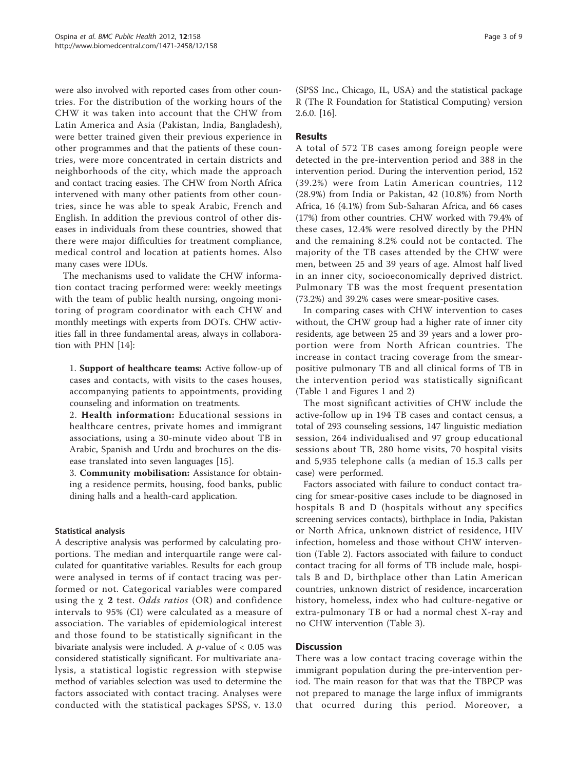were also involved with reported cases from other countries. For the distribution of the working hours of the CHW it was taken into account that the CHW from Latin America and Asia (Pakistan, India, Bangladesh), were better trained given their previous experience in other programmes and that the patients of these countries, were more concentrated in certain districts and neighborhoods of the city, which made the approach and contact tracing easies. The CHW from North Africa intervened with many other patients from other countries, since he was able to speak Arabic, French and English. In addition the previous control of other diseases in individuals from these countries, showed that there were major difficulties for treatment compliance, medical control and location at patients homes. Also many cases were IDUs.

The mechanisms used to validate the CHW information contact tracing performed were: weekly meetings with the team of public health nursing, ongoing monitoring of program coordinator with each CHW and monthly meetings with experts from DOTs. CHW activities fall in three fundamental areas, always in collaboration with PHN [14]:

1. **Support of healthcare teams:** Active follow-up of cases and contacts, with visits to the cases houses, accompanying patients to appointments, providing counseling and information on treatments.
2. **Health information:** Educational sessions in healthcare centres, private homes and immigrant associations, using a 30-minute video about TB in Arabic, Spanish and Urdu and brochures on the disease translated into seven languages [15].
3. **Community mobilisation:** Assistance for obtaining a residence permits, housing, food banks, public dining halls and a health-card application.

### Statistical analysis

A descriptive analysis was performed by calculating proportions. The median and interquartile range were calculated for quantitative variables. Results for each group were analysed in terms of if contact tracing was performed or not. Categorical variables were compared using the $\chi$ **2** test. *Odds ratios* (OR) and confidence intervals to 95% (CI) were calculated as a measure of association. The variables of epidemiological interest and those found to be statistically significant in the bivariate analysis were included. A $p$-value of $< 0.05$ was considered statistically significant. For multivariate analysis, a statistical logistic regression with stepwise method of variables selection was used to determine the factors associated with contact tracing. Analyses were conducted with the statistical packages SPSS, v. 13.0 (SPSS Inc., Chicago, IL, USA) and the statistical package R (The R Foundation for Statistical Computing) version 2.6.0. [16].

## Results

A total of 572 TB cases among foreign people were detected in the pre-intervention period and 388 in the intervention period. During the intervention period, 152 (39.2%) were from Latin American countries, 112 (28.9%) from India or Pakistan, 42 (10.8%) from North Africa, 16 (4.1%) from Sub-Saharan Africa, and 66 cases (17%) from other countries. CHW worked with 79.4% of these cases, 12.4% were resolved directly by the PHN and the remaining 8.2% could not be contacted. The majority of the TB cases attended by the CHW were men, between 25 and 39 years of age. Almost half lived in an inner city, socioeconomically deprived district. Pulmonary TB was the most frequent presentation (73.2%) and 39.2% cases were smear-positive cases.

In comparing cases with CHW intervention to cases without, the CHW group had a higher rate of inner city residents, age between 25 and 39 years and a lower proportion were from North African countries. The increase in contact tracing coverage from the smear-positive pulmonary TB and all clinical forms of TB in the intervention period was statistically significant (Table 1 and Figures 1 and 2)

The most significant activities of CHW include the active-follow up in 194 TB cases and contact census, a total of 293 counseling sessions, 147 linguistic mediation session, 264 individualised and 97 group educational sessions about TB, 280 home visits, 70 hospital visits and 5,935 telephone calls (a median of 15.3 calls per case) were performed.

Factors associated with failure to conduct contact tracing for smear-positive cases include to be diagnosed in hospitals B and D (hospitals without any specifics screening services contacts), birthplace in India, Pakistan or North Africa, unknown district of residence, HIV infection, homeless and those without CHW intervention (Table 2). Factors associated with failure to conduct contact tracing for all forms of TB include male, hospitals B and D, birthplace other than Latin American countries, unknown district of residence, incarceration history, homeless, index who had culture-negative or extra-pulmonary TB or had a normal chest X-ray and no CHW intervention (Table 3).

## Discussion

There was a low contact tracing coverage within the immigrant population during the pre-intervention period. The main reason for that was that the TBPCP was not prepared to manage the large influx of immigrants that ocurred during this period. Moreover, a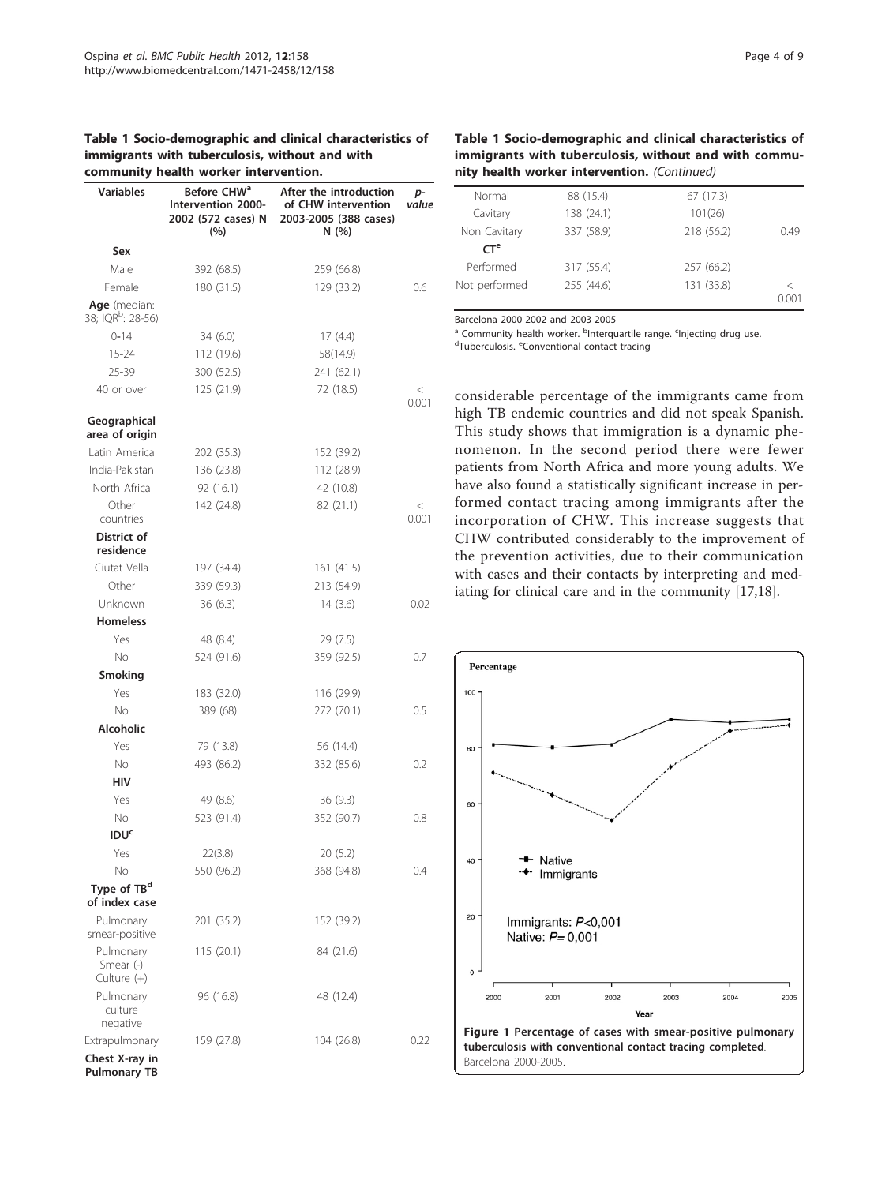**Table 1 Socio-demographic and clinical characteristics of immigrants with tuberculosis, without and with community health worker intervention.**

| Variables | Before CHW[a] Intervention 2000-2002 (572 cases) N (%) | After the introduction of CHW intervention 2003-2005 (388 cases) N (%) | p-value |
|---|---|---|---|
| **Sex** | | | |
| Male | 392 (68.5) | 259 (66.8) | |
| Female | 180 (31.5) | 129 (33.2) | 0.6 |
| **Age** (median: 38; IQR[b]: 28-56) | | | |
| 0-14 | 34 (6.0) | 17 (4.4) | |
| 15-24 | 112 (19.6) | 58(14.9) | |
| 25-39 | 300 (52.5) | 241 (62.1) | |
| 40 or over | 125 (21.9) | 72 (18.5) | < 0.001 |
| **Geographical area of origin** | | | |
| Latin America | 202 (35.3) | 152 (39.2) | |
| India-Pakistan | 136 (23.8) | 112 (28.9) | |
| North Africa | 92 (16.1) | 42 (10.8) | |
| Other countries | 142 (24.8) | 82 (21.1) | < 0.001 |
| **District of residence** | | | |
| Ciutat Vella | 197 (34.4) | 161 (41.5) | |
| Other | 339 (59.3) | 213 (54.9) | |
| Unknown | 36 (6.3) | 14 (3.6) | 0.02 |
| **Homeless** | | | |
| Yes | 48 (8.4) | 29 (7.5) | |
| No | 524 (91.6) | 359 (92.5) | 0.7 |
| **Smoking** | | | |
| Yes | 183 (32.0) | 116 (29.9) | |
| No | 389 (68) | 272 (70.1) | 0.5 |
| **Alcoholic** | | | |
| Yes | 79 (13.8) | 56 (14.4) | |
| No | 493 (86.2) | 332 (85.6) | 0.2 |
| **HIV** | | | |
| Yes | 49 (8.6) | 36 (9.3) | |
| No | 523 (91.4) | 352 (90.7) | 0.8 |
| **IDU[c]** | | | |
| Yes | 22(3.8) | 20 (5.2) | |
| No | 550 (96.2) | 368 (94.8) | 0.4 |
| **Type of TB[d] of index case** | | | |
| Pulmonary smear-positive | 201 (35.2) | 152 (39.2) | |
| Pulmonary Smear (-) Culture (+) | 115 (20.1) | 84 (21.6) | |
| Pulmonary culture negative | 96 (16.8) | 48 (12.4) | |
| Extrapulmonary | 159 (27.8) | 104 (26.8) | 0.22 |
| **Chest X-ray in Pulmonary TB** | | | |
| Normal | 88 (15.4) | 67 (17.3) | |
| Cavitary | 138 (24.1) | 101(26) | |
| Non Cavitary | 337 (58.9) | 218 (56.2) | 0.49 |
| **CT[e]** | | | |
| Performed | 317 (55.4) | 257 (66.2) | |
| Not performed | 255 (44.6) | 131 (33.8) | < 0.001 |

Barcelona 2000-2002 and 2003-2005

[a] Community health worker. [b] Interquartile range. [c] Injecting drug use. [d] Tuberculosis. [e] Conventional contact tracing

considerable percentage of the immigrants came from high TB endemic countries and did not speak Spanish. This study shows that immigration is a dynamic phenomenon. In the second period there were fewer patients from North Africa and more young adults. We have also found a statistically significant increase in performed contact tracing among immigrants after the incorporation of CHW. This increase suggests that CHW contributed considerably to the improvement of the prevention activities, due to their communication with cases and their contacts by interpreting and mediating for clinical care and in the community [17,18].

**Figure 1 Percentage of cases with smear-positive pulmonary tuberculosis with conventional contact tracing completed**. Barcelona 2000-2005.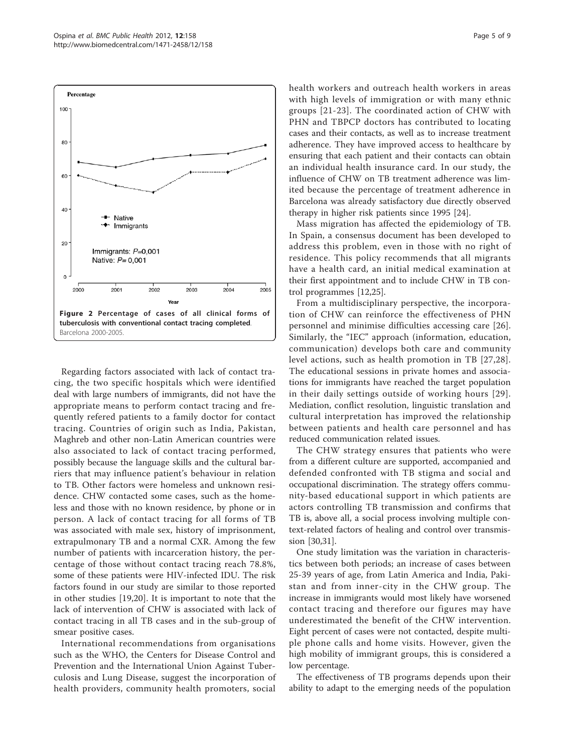Figure 2 Percentage of cases of all clinical forms of tuberculosis with conventional contact tracing completed. Barcelona 2000-2005.

Regarding factors associated with lack of contact tracing, the two specific hospitals which were identified deal with large numbers of immigrants, did not have the appropriate means to perform contact tracing and frequently refered patients to a family doctor for contact tracing. Countries of origin such as India, Pakistan, Maghreb and other non-Latin American countries were also associated to lack of contact tracing performed, possibly because the language skills and the cultural barriers that may influence patient's behaviour in relation to TB. Other factors were homeless and unknown residence. CHW contacted some cases, such as the homeless and those with no known residence, by phone or in person. A lack of contact tracing for all forms of TB was associated with male sex, history of imprisonment, extrapulmonary TB and a normal CXR. Among the few number of patients with incarceration history, the percentage of those without contact tracing reach 78.8%, some of these patients were HIV-infected IDU. The risk factors found in our study are similar to those reported in other studies [19,20]. It is important to note that the lack of intervention of CHW is associated with lack of contact tracing in all TB cases and in the sub-group of smear positive cases.

International recommendations from organisations such as the WHO, the Centers for Disease Control and Prevention and the International Union Against Tuberculosis and Lung Disease, suggest the incorporation of health providers, community health promoters, social health workers and outreach health workers in areas with high levels of immigration or with many ethnic groups [21-23]. The coordinated action of CHW with PHN and TBPCP doctors has contributed to locating cases and their contacts, as well as to increase treatment adherence. They have improved access to healthcare by ensuring that each patient and their contacts can obtain an individual health insurance card. In our study, the influence of CHW on TB treatment adherence was limited because the percentage of treatment adherence in Barcelona was already satisfactory due directly observed therapy in higher risk patients since 1995 [24].

Mass migration has affected the epidemiology of TB. In Spain, a consensus document has been developed to address this problem, even in those with no right of residence. This policy recommends that all migrants have a health card, an initial medical examination at their first appointment and to include CHW in TB control programmes [12,25].

From a multidisciplinary perspective, the incorporation of CHW can reinforce the effectiveness of PHN personnel and minimise difficulties accessing care [26]. Similarly, the "IEC" approach (information, education, communication) develops both care and community level actions, such as health promotion in TB [27,28]. The educational sessions in private homes and associations for immigrants have reached the target population in their daily settings outside of working hours [29]. Mediation, conflict resolution, linguistic translation and cultural interpretation has improved the relationship between patients and health care personnel and has reduced communication related issues.

The CHW strategy ensures that patients who were from a different culture are supported, accompanied and defended confronted with TB stigma and social and occupational discrimination. The strategy offers community-based educational support in which patients are actors controlling TB transmission and confirms that TB is, above all, a social process involving multiple context-related factors of healing and control over transmission [30,31].

One study limitation was the variation in characteristics between both periods; an increase of cases between 25-39 years of age, from Latin America and India, Pakistan and from inner-city in the CHW group. The increase in immigrants would most likely have worsened contact tracing and therefore our figures may have underestimated the benefit of the CHW intervention. Eight percent of cases were not contacted, despite multiple phone calls and home visits. However, given the high mobility of immigrant groups, this is considered a low percentage.

The effectiveness of TB programs depends upon their ability to adapt to the emerging needs of the population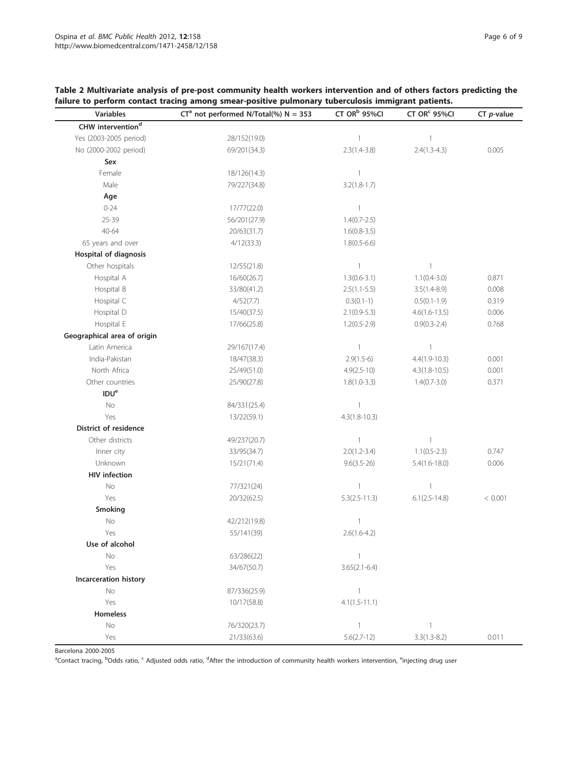**Table 2 Multivariate analysis of pre-post community health workers intervention and of others factors predicting the failure to perform contact tracing among smear-positive pulmonary tuberculosis immigrant patients.**

| Variables | CT[a] not performed N/Total(%) N = 353 | CT OR[b] 95%CI | CT OR[c] 95%CI | CT *p*-value |
|---|---|---|---|---|
| **CHW intervention[d]** | | | | |
| Yes (2003-2005 period) | 28/152(19.0) | 1 | 1 | |
| No (2000-2002 period) | 69/201(34.3) | 2.3(1.4-3.8) | 2.4(1.3-4.3) | 0.005 |
| **Sex** | | | | |
| Female | 18/126(14.3) | 1 | | |
| Male | 79/227(34.8) | 3.2(1.8-1.7) | | |
| **Age** | | | | |
| 0-24 | 17/77(22.0) | 1 | | |
| 25-39 | 56/201(27.9) | 1.4(0.7-2.5) | | |
| 40-64 | 20/63(31.7) | 1.6(0.8-3.5) | | |
| 65 years and over | 4/12(33.3) | 1.8(0.5-6.6) | | |
| **Hospital of diagnosis** | | | | |
| Other hospitals | 12/55(21.8) | 1 | 1 | |
| Hospital A | 16/60(26.7) | 1.3(0.6-3.1) | 1.1(0.4-3.0) | 0.871 |
| Hospital B | 33/80(41.2) | 2.5(1.1-5.5) | 3.5(1.4-8.9) | 0.008 |
| Hospital C | 4/52(7.7) | 0.3(0.1-1) | 0.5(0.1-1.9) | 0.319 |
| Hospital D | 15/40(37.5) | 2.1(0.9-5.3) | 4.6(1.6-13.5) | 0.006 |
| Hospital E | 17/66(25.8) | 1.2(0.5-2.9) | 0.9(0.3-2.4) | 0.768 |
| **Geographical area of origin** | | | | |
| Latin America | 29/167(17.4) | 1 | 1 | |
| India-Pakistan | 18/47(38.3) | 2.9(1.5-6) | 4.4(1.9-10.3) | 0.001 |
| North Africa | 25/49(51.0) | 4.9(2.5-10) | 4.3(1.8-10.5) | 0.001 |
| Other countries | 25/90(27.8) | 1.8(1.0-3.3) | 1.4(0.7-3.0) | 0.371 |
| **IDU[e]** | | | | |
| No | 84/331(25.4) | 1 | | |
| Yes | 13/22(59.1) | 4.3(1.8-10.3) | | |
| **District of residence** | | | | |
| Other districts | 49/237(20.7) | 1 | 1 | |
| Inner city | 33/95(34.7) | 2.0(1.2-3.4) | 1.1(0.5-2.3) | 0.747 |
| Unknown | 15/21(71.4) | 9.6(3.5-26) | 5.4(1.6-18.0) | 0.006 |
| **HIV infection** | | | | |
| No | 77/321(24) | 1 | 1 | |
| Yes | 20/32(62.5) | 5.3(2.5-11.3) | 6.1(2.5-14.8) | < 0.001 |
| **Smoking** | | | | |
| No | 42/212(19.8) | 1 | | |
| Yes | 55/141(39) | 2.6(1.6-4.2) | | |
| **Use of alcohol** | | | | |
| No | 63/286(22) | 1 | | |
| Yes | 34/67(50.7) | 3.65(2.1-6.4) | | |
| **Incarceration history** | | | | |
| No | 87/336(25.9) | 1 | | |
| Yes | 10/17(58.8) | 4.1(1.5-11.1) | | |
| **Homeless** | | | | |
| No | 76/320(23.7) | 1 | 1 | |
| Yes | 21/33(63.6) | 5.6(2.7-12) | 3.3(1.3-8.2) | 0.011 |

Barcelona 2000-2005

[a]Contact tracing, [b]Odds ratio, [c] Adjusted odds ratio, [d]After the introduction of community health workers intervention, [e]injecting drug user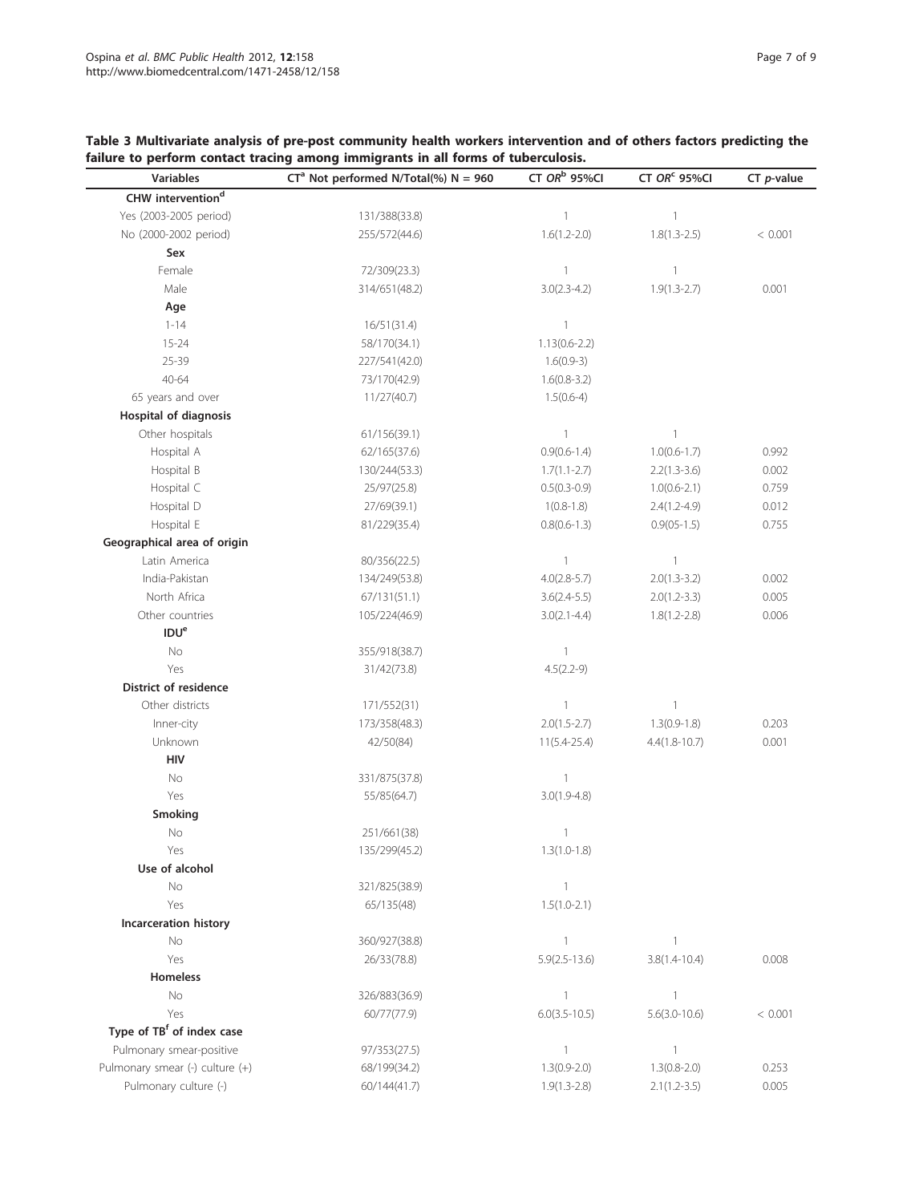**Table 3 Multivariate analysis of pre-post community health workers intervention and of others factors predicting the failure to perform contact tracing among immigrants in all forms of tuberculosis.**

| Variables | CT[a] Not performed N/Total(%) N = 960 | CT *OR*[b] 95%CI | CT *OR*[c] 95%CI | CT *p*-value |
|---|---|---|---|---|
| **CHW intervention[d]** | | | | |
| Yes (2003-2005 period) | 131/388(33.8) | 1 | 1 | |
| No (2000-2002 period) | 255/572(44.6) | 1.6(1.2-2.0) | 1.8(1.3-2.5) | < 0.001 |
| **Sex** | | | | |
| Female | 72/309(23.3) | 1 | 1 | |
| Male | 314/651(48.2) | 3.0(2.3-4.2) | 1.9(1.3-2.7) | 0.001 |
| **Age** | | | | |
| 1-14 | 16/51(31.4) | 1 | | |
| 15-24 | 58/170(34.1) | 1.13(0.6-2.2) | | |
| 25-39 | 227/541(42.0) | 1.6(0.9-3) | | |
| 40-64 | 73/170(42.9) | 1.6(0.8-3.2) | | |
| 65 years and over | 11/27(40.7) | 1.5(0.6-4) | | |
| **Hospital of diagnosis** | | | | |
| Other hospitals | 61/156(39.1) | 1 | 1 | |
| Hospital A | 62/165(37.6) | 0.9(0.6-1.4) | 1.0(0.6-1.7) | 0.992 |
| Hospital B | 130/244(53.3) | 1.7(1.1-2.7) | 2.2(1.3-3.6) | 0.002 |
| Hospital C | 25/97(25.8) | 0.5(0.3-0.9) | 1.0(0.6-2.1) | 0.759 |
| Hospital D | 27/69(39.1) | 1(0.8-1.8) | 2.4(1.2-4.9) | 0.012 |
| Hospital E | 81/229(35.4) | 0.8(0.6-1.3) | 0.9(05-1.5) | 0.755 |
| **Geographical area of origin** | | | | |
| Latin America | 80/356(22.5) | 1 | 1 | |
| India-Pakistan | 134/249(53.8) | 4.0(2.8-5.7) | 2.0(1.3-3.2) | 0.002 |
| North Africa | 67/131(51.1) | 3.6(2.4-5.5) | 2.0(1.2-3.3) | 0.005 |
| Other countries | 105/224(46.9) | 3.0(2.1-4.4) | 1.8(1.2-2.8) | 0.006 |
| **IDU[e]** | | | | |
| No | 355/918(38.7) | 1 | | |
| Yes | 31/42(73.8) | 4.5(2.2-9) | | |
| **District of residence** | | | | |
| Other districts | 171/552(31) | 1 | 1 | |
| Inner-city | 173/358(48.3) | 2.0(1.5-2.7) | 1.3(0.9-1.8) | 0.203 |
| Unknown | 42/50(84) | 11(5.4-25.4) | 4.4(1.8-10.7) | 0.001 |
| **HIV** | | | | |
| No | 331/875(37.8) | 1 | | |
| Yes | 55/85(64.7) | 3.0(1.9-4.8) | | |
| **Smoking** | | | | |
| No | 251/661(38) | 1 | | |
| Yes | 135/299(45.2) | 1.3(1.0-1.8) | | |
| **Use of alcohol** | | | | |
| No | 321/825(38.9) | 1 | | |
| Yes | 65/135(48) | 1.5(1.0-2.1) | | |
| **Incarceration history** | | | | |
| No | 360/927(38.8) | 1 | 1 | |
| Yes | 26/33(78.8) | 5.9(2.5-13.6) | 3.8(1.4-10.4) | 0.008 |
| **Homeless** | | | | |
| No | 326/883(36.9) | 1 | 1 | |
| Yes | 60/77(77.9) | 6.0(3.5-10.5) | 5.6(3.0-10.6) | < 0.001 |
| **Type of TB[f] of index case** | | | | |
| Pulmonary smear-positive | 97/353(27.5) | 1 | 1 | |
| Pulmonary smear (-) culture (+) | 68/199(34.2) | 1.3(0.9-2.0) | 1.3(0.8-2.0) | 0.253 |
| Pulmonary culture (-) | 60/144(41.7) | 1.9(1.3-2.8) | 2.1(1.2-3.5) | 0.005 |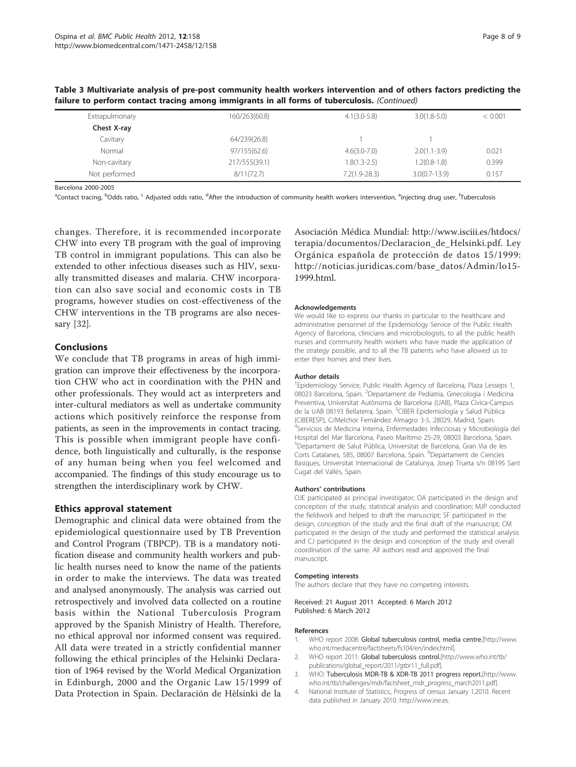**Table 3 Multivariate analysis of pre-post community health workers intervention and of others factors predicting the failure to perform contact tracing among immigrants in all forms of tuberculosis.** *(Continued)*

| | | | | |
|---|---|---|---|---|
| Extrapulmonary | 160/263(60.8) | 4.1(3.0-5.8) | 3.0(1.8-5.0) | < 0.001 |
| **Chest X-ray** | | | | |
| Cavitary | 64/239(26.8) | 1 | 1 | |
| Normal | 97/155(62.6) | 4.6(3.0-7.0) | 2.0(1.1-3.9) | 0.021 |
| Non-cavitary | 217/555(39.1) | 1.8(1.3-2.5) | 1.2(0.8-1.8) | 0.399 |
| Not performed | 8/11(72.7) | 7.2(1.9-28.3) | 3.0(0.7-13.9) | 0.157 |

Barcelona 2000-2005

[a]Contact tracing, [b]Odds ratio, [c] Adjusted odds ratio, [d]After the introduction of community health workers intervention, [e]injecting drug user, [f]Tuberculosis

changes. Therefore, it is recommended incorporate CHW into every TB program with the goal of improving TB control in immigrant populations. This can also be extended to other infectious diseases such as HIV, sexually transmitted diseases and malaria. CHW incorporation can also save social and economic costs in TB programs, however studies on cost-effectiveness of the CHW interventions in the TB programs are also necessary [32].

## Conclusions

We conclude that TB programs in areas of high immigration can improve their effectiveness by the incorporation CHW who act in coordination with the PHN and other professionals. They would act as interpreters and inter-cultural mediators as well as undertake community actions which positively reinforce the response from patients, as seen in the improvements in contact tracing. This is possible when immigrant people have confidence, both linguistically and culturally, is the response of any human being when you feel welcomed and accompanied. The findings of this study encourage us to strengthen the interdisciplinary work by CHW.

## Ethics approval statement

Demographic and clinical data were obtained from the epidemiological questionnaire used by TB Prevention and Control Program (TBPCP). TB is a mandatory notification disease and community health workers and public health nurses need to know the name of the patients in order to make the interviews. The data was treated and analysed anonymously. The analysis was carried out retrospectively and involved data collected on a routine basis within the National Tuberculosis Program approved by the Spanish Ministry of Health. Therefore, no ethical approval nor informed consent was required. All data were treated in a strictly confidential manner following the ethical principles of the Helsinki Declaration of 1964 revised by the World Medical Organization in Edinburgh, 2000 and the Organic Law 15/1999 of Data Protection in Spain. Declaración de Hèlsinki de la Asociación Médica Mundial: http://www.isciii.es/htdocs/terapia/documentos/Declaracion_de_Helsinki.pdf. Ley Orgánica española de protección de datos 15/1999: http://noticias.juridicas.com/base_datos/Admin/lo15-1999.html.

#### Acknowledgements

We would like to express our thanks in particular to the healthcare and administrative personnel of the Epidemiology Service of the Public Health Agency of Barcelona, clinicians and microbiologists, to all the public health nurses and community health workers who have made the application of the strategy possible, and to all the TB patients who have allowed us to enter their homes and their lives.

#### Author details

[1]Epidemiology Service, Public Health Agency of Barcelona, Plaza Lesseps 1, 08023 Barcelona, Spain. [2]Departament de Pediatria, Ginecologia i Medicina Preventiva, Universitat Autònoma de Barcelona (UAB), Plaza Cívica-Campus de la UAB 08193 Bellaterra, Spain. [3]CIBER Epidemiología y Salud Pública (CIBERESP), C/Melchor Fernández Almagro 3-5, 28029, Madrid, Spain. [4]Servicios de Medicina Interna, Enfermedades Infecciosas y Microbiología del Hospital del Mar Barcelona, Paseo Marítimo 25-29, 08003 Barcelona, Spain. [5]Departament de Salut Pública, Universitat de Barcelona, Gran Via de les Corts Catalanes, 585, 08007 Barcelona, Spain. [6]Departament de Ciencies Basiques, Universitat Internacional de Catalunya, Josep Trueta s/n 08195 Sant Cugat del Vallés, Spain.

#### Authors' contributions

OJE participated as principal investigator; OA participated in the design and conception of the study, statistical analysis and coordination; MJP conducted the fieldwork and helped to draft the manuscript; SF participated in the design, conception of the study and the final draft of the manuscript; CM participated in the design of the study and performed the statistical analysis and CJ participated in the design and conception of the study and overall coordination of the same. All authors read and approved the final manuscript.

#### Competing interests

The authors declare that they have no competing interests.

Received: 21 August 2011 Accepted: 6 March 2012
Published: 6 March 2012

#### References

1. WHO report 2008: **Global tuberculosis control, media centre.**[http://www.who.int/mediacentre/factsheets/fs104/en/index.html].
2. WHO report 2011: **Global tuberculosis control.**[http://www.who.int/tb/publications/global_report/2011/gtbr11_full.pdf].
3. WHO: **Tuberculosis MDR-TB & XDR-TB 2011 progress report.**[http://www.who.int/tb/challenges/mdr/factsheet_mdr_progress_march2011.pdf].
4. National Institute of Statistics:, Progress of census January 1,2010. Recent data published in January 2010. http://www.ine.es.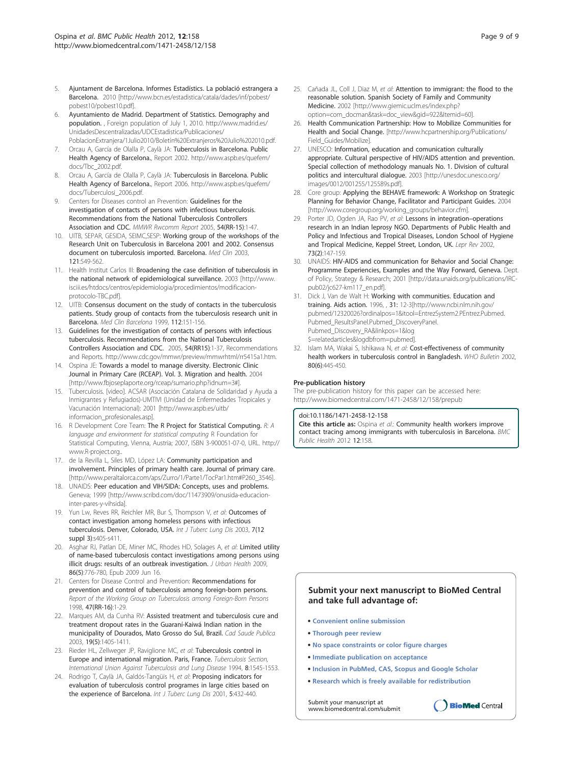5. Ajuntament de Barcelona. Informes Estadístics. La població estrangera a Barcelona. 2010 [http://www.bcn.es/estadistica/catala/dades/inf/pobest/pobest10/pobest10.pdf].
6. Ayuntamiento de Madrid. Department of Statistics. Demography and population. , Foreign population of July 1, 2010. http://www.madrid.es/UnidadesDescentralizadas/UDCEstadistica/Publicaciones/PoblacionExtranjera/1Julio2010/Boletín%20Extranjeros%20Julio%202010.pdf.
7. Orcau A, García de Olalla P, Caylà JA: Tuberculosis in Barcelona. Public Health Agency of Barcelona., Report 2002. http://www.aspb.es/quefem/docs/Tbc_2002.pdf.
8. Orcau A, García de Olalla P, Caylà JA: Tuberculosis in Barcelona. Public Health Agency of Barcelona., Report 2006. http://www.aspb.es/quefem/docs/Tuberculosi_2006.pdf.
9. Centers for Diseases control an Prevention: Guidelines for the investigation of contacts of persons with infectious tuberculosis. Recommendations from the National Tuberculosis Controllers Association and CDC. *MMWR Rwcomm Report* 2005, 54(RR-15):1-47.
10. UITB, SEPAR, GESIDA, SEIMC,SESP: Working group of the workshops of the Research Unit on Tuberculosis in Barcelona 2001 and 2002. Consensus document on tuberculosis imported. Barcelona. *Med Clin* 2003, 121:549-562.
11. Health Institut Carlos III: Broadening the case definition of tuberculosis in the national network of epidemiological surveillance. 2003 [http://www.isciii.es/htdocs/centros/epidemiologia/procedimientos/modificacion-protocolo-TBC.pdf].
12. UITB: Consensus document on the study of contacts in the tuberculosis patients. Study group of contacts from the tuberculosis research unit in Barcelona. *Med Clin Barcelona* 1999, 112:151-156.
13. Guidelines for the investigation of contacts of persons with infectious tuberculosis. Recommendations from the National Tuberculosis Controllers Association and CDC. 2005, 54(RR15):1-37, Recommendations and Reports. http://www.cdc.gov/mmwr/preview/mmwrhtml/rr5415a1.htm.
14. Ospina JE: Towards a model to manage diversity. Electronic Clinic Journal in Primary Care (RCEAP). Vol. 3. Migration and health. 2004 [http://www.fbjoseplaporte.org/rceap/sumario.php?idnum=3#].
15. Tuberculosis. [video]. ACSAR (Asociación Catalana de Solidaridad y Ayuda a Inmigrantes y Refugiados)-UMTIVI (Unidad de Enfermedades Tropicales y Vacunación Internacional): 2001 [http://www.aspb.es/uitb/informacion_profesionales.asp].
16. R Development Core Team: The R Project for Statistical Computing. *R: A language and environment for statistical computing* R Foundation for Statistical Computing, Vienna, Austria; 2007, ISBN 3-900051-07-0, URL. http://www.R-project.org..
17. de la Revilla L, Siles MD, López LA: Community participation and involvement. Principles of primary health care. Journal of primary care. [http://www.peraltalorca.com/aps/Zurro/1/Parte1/TocPar1.htm#P260_3546].
18. UNAIDS: Peer education and VIH/SIDA: Concepts, uses and problems. Geneva; 1999 [http://www.scribd.com/doc/11473909/onusida-educacion-inter-pares-y-vihsida].
19. Yun Lw, Reves RR, Reichler MR, Bur S, Thompson V, *et al*: Outcomes of contact investigation among homeless persons with infectious tuberculosis. Denver, Colorado, USA. *Int J Tuberc Lung Dis* 2003, 7(12 suppl 3):s405-s411.
20. Asghar RJ, Patlan DE, Miner MC, Rhodes HD, Solages A, *et al*: Limited utility of name-based tuberculosis contact investigations among persons using illicit drugs: results of an outbreak investigation. *J Urban Health* 2009, 86(5):776-780, Epub 2009 Jun 16.
21. Centers for Disease Control and Prevention: Recommendations for prevention and control of tuberculosis among foreign-born persons. *Report of the Working Group on Tuberculosis among Foreign-Born Persons* 1998, 47(RR-16):1-29.
22. Marques AM, da Cunha RV: Assisted treatment and tuberculosis cure and treatment dropout rates in the Guaraní-Kaiwá Indian nation in the municipality of Dourados, Mato Grosso do Sul, Brazil. *Cad Saude Publica* 2003, 19(5):1405-1411.
23. Rieder HL, Zellweger JP, Raviglione MC, *et al*: Tuberculosis control in Europe and international migration. Paris, France. *Tuberculosis Section, International Union Against Tuberculosis and Lung Disease* 1994, 8:1545-1553.
24. Rodrigo T, Caylà JA, Galdós-Tangüis H, *et al*: Proposing indicators for evaluation of tuberculosis control programes in large cities based on the experience of Barcelona. *Int J Tuberc Lung Dis* 2001, 5:432-440.
25. Cañada JL, Coll J, Diaz M, *et al*: Attention to immigrant: the flood to the reasonable solution. Spanish Society of Family and Community Medicine. 2002 [http://www.giemic.uclm.es/index.php?option=com_docman&task=doc_view&gid=922&Itemid=60].
26. Health Communication Partnership: How to Mobilize Communities for Health and Social Change. [http://www.hcpartnership.org/Publications/Field_Guides/Mobilize].
27. UNESCO: Information, education and comunication culturally appropriate. Cultural perspective of HIV/AIDS attention and prevention. Special collection of methodology manuals No. 1. Division of cultural politics and intercultural dialogue. 2003 [http://unesdoc.unesco.org/images/0012/001255/125589s.pdf].
28. Core group: Applying the BEHAVE framework: A Workshop on Strategic Planning for Behavior Change, Facilitator and Participant Guides. 2004 [http://www.coregroup.org/working_groups/behavior.cfm].
29. Porter JD, Ogden JA, Rao PV, *et al*: Lessons in integration–operations research in an Indian leprosy NGO. Departments of Public Health and Policy and Infectious and Tropical Diseases, London School of Hygiene and Tropical Medicine, Keppel Street, London, UK. *Lepr Rev* 2002, 73(2):147-159.
30. UNAIDS: HIV-AIDS and communication for Behavior and Social Change: Programme Experiencies, Examples and the Way Forward, Geneva. Dept. of Policy, Strategy & Research; 2001 [http://data.unaids.org/publications/IRC-pub02/jc627-km117_en.pdf].
31. Dick J, Van de Walt H: Working with communities. Education and training. Aids action. 1996, , 31: 12-3[http://www.ncbi.nlm.nih.gov/pubmed/12320026?ordinalpos=1&itool=EntrezSystem2.PEntrez.Pubmed.Pubmed_ResultsPanel.Pubmed_DiscoveryPanel.Pubmed_Discovery_RA&linkpos=1&log$=relatedarticles&logdbfrom=pubmed].
32. Islam MA, Wakai S, Ishikawa N, *et al*: Cost-effectiveness of community health workers in tuberculosis control in Bangladesh. *WHO Bulletin* 2002, 80(6):445-450.

### Pre-publication history

The pre-publication history for this paper can be accessed here: http://www.biomedcentral.com/1471-2458/12/158/prepub

doi:10.1186/1471-2458-12-158

**Cite this article as:** Ospina *et al.*: Community health workers improve contact tracing among immigrants with tuberculosis in Barcelona. *BMC Public Health* 2012 12:158.

**Submit your next manuscript to BioMed Central and take full advantage of:**

- Convenient online submission
- Thorough peer review
- No space constraints or color figure charges
- Immediate publication on acceptance
- Inclusion in PubMed, CAS, Scopus and Google Scholar
- Research which is freely available for redistribution

Submit your manuscript at www.biomedcentral.com/submit

BioMed Central